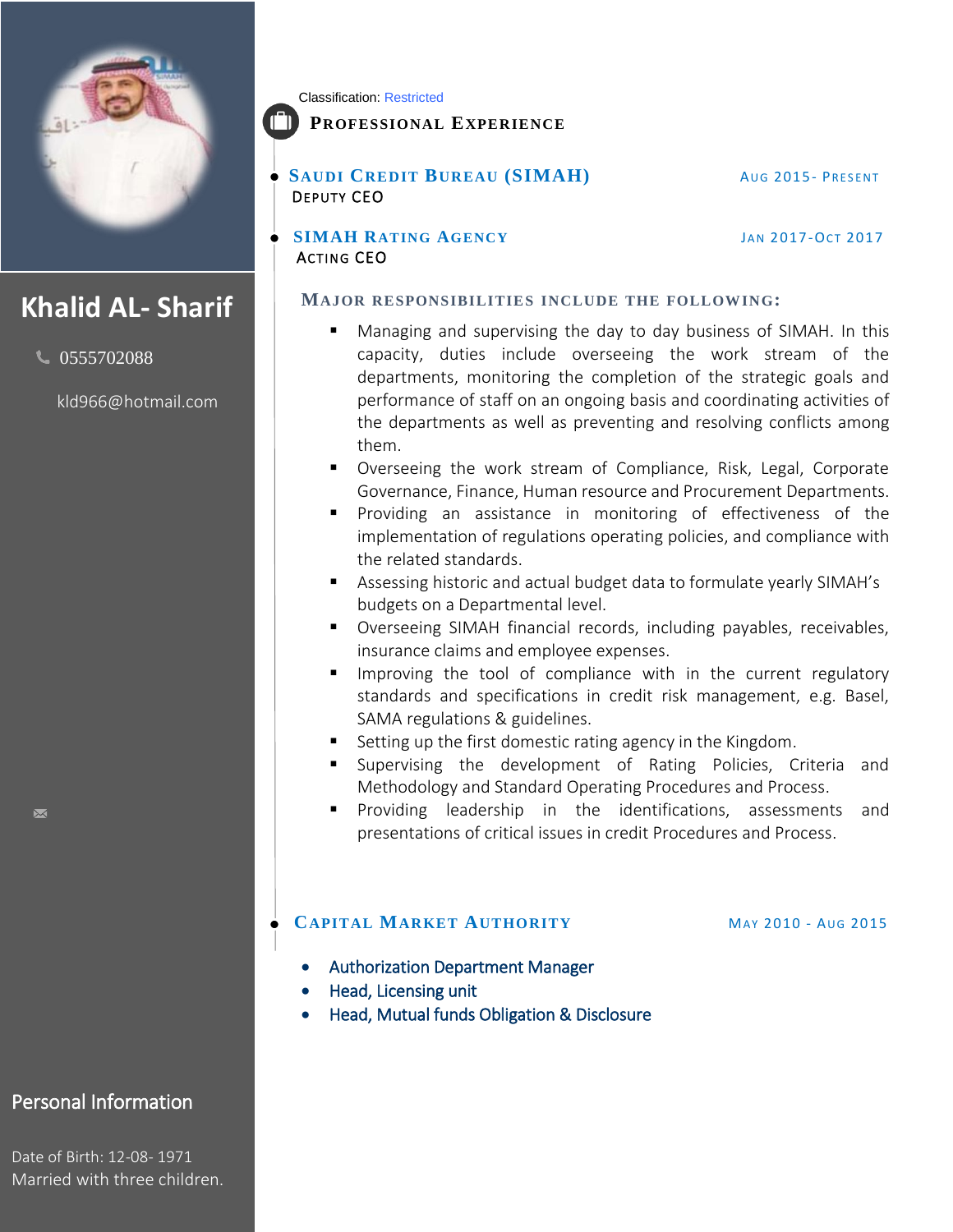# Khalid AL- Sharif

0555702088

kld966@hotmail.com

## Personal Information

Date of Birth: 12-08- 1971
Married with three children.

Classification: Restricted

## Professional Experience

### Saudi Credit Bureau (SIMAH) — Aug 2015- Present

Deputy CEO

### SIMAH Rating Agency — Jan 2017-Oct 2017

Acting CEO

#### Major responsibilities include the following:

- Managing and supervising the day to day business of SIMAH. In this capacity, duties include overseeing the work stream of the departments, monitoring the completion of the strategic goals and performance of staff on an ongoing basis and coordinating activities of the departments as well as preventing and resolving conflicts among them.
- Overseeing the work stream of Compliance, Risk, Legal, Corporate Governance, Finance, Human resource and Procurement Departments.
- Providing an assistance in monitoring of effectiveness of the implementation of regulations operating policies, and compliance with the related standards.
- Assessing historic and actual budget data to formulate yearly SIMAH's budgets on a Departmental level.
- Overseeing SIMAH financial records, including payables, receivables, insurance claims and employee expenses.
- Improving the tool of compliance with in the current regulatory standards and specifications in credit risk management, e.g. Basel, SAMA regulations & guidelines.
- Setting up the first domestic rating agency in the Kingdom.
- Supervising the development of Rating Policies, Criteria and Methodology and Standard Operating Procedures and Process.
- Providing leadership in the identifications, assessments and presentations of critical issues in credit Procedures and Process.

### Capital Market Authority — May 2010 - Aug 2015

- Authorization Department Manager
- Head, Licensing unit
- Head, Mutual funds Obligation & Disclosure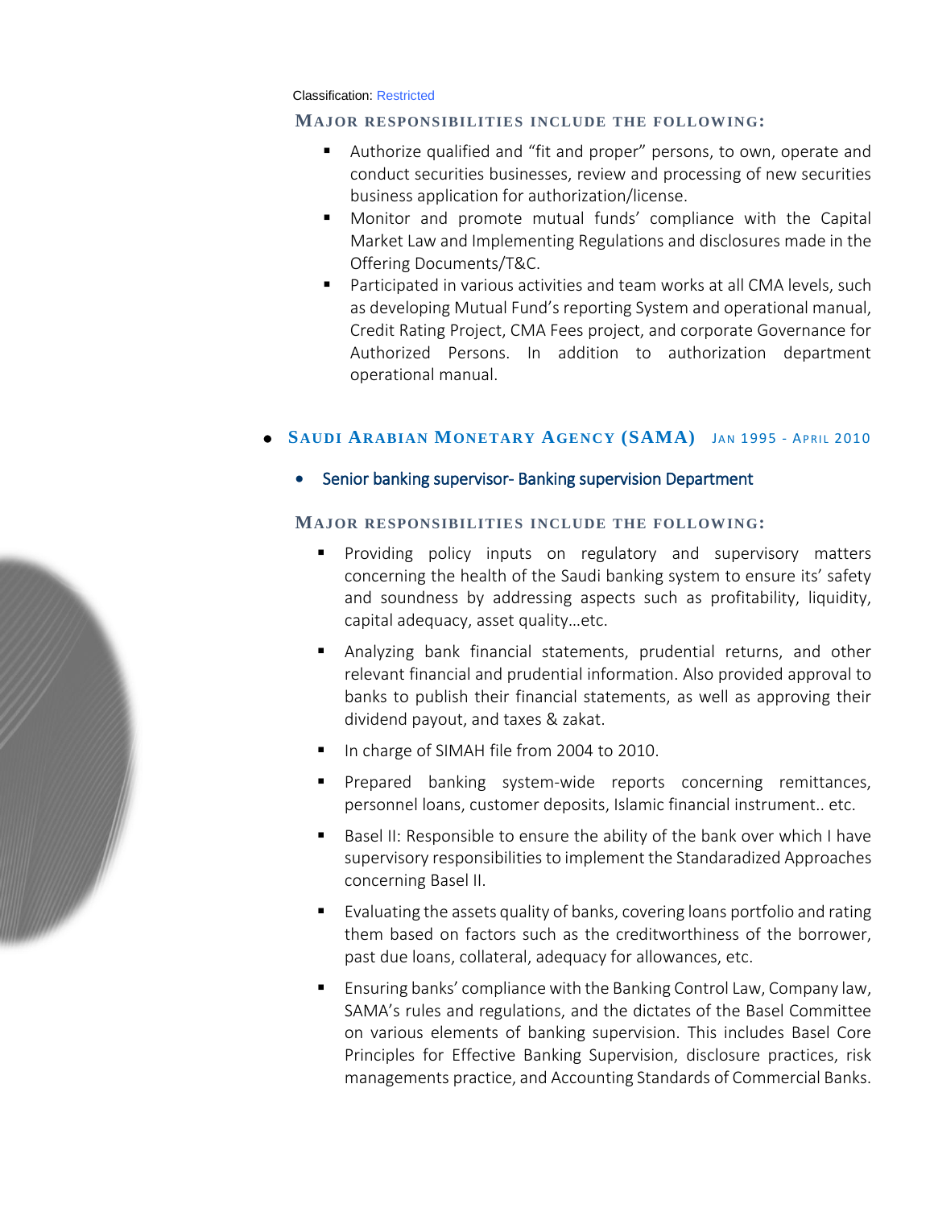Classification: Restricted

### MAJOR RESPONSIBILITIES INCLUDE THE FOLLOWING:

- Authorize qualified and "fit and proper" persons, to own, operate and conduct securities businesses, review and processing of new securities business application for authorization/license.
- Monitor and promote mutual funds' compliance with the Capital Market Law and Implementing Regulations and disclosures made in the Offering Documents/T&C.
- Participated in various activities and team works at all CMA levels, such as developing Mutual Fund's reporting System and operational manual, Credit Rating Project, CMA Fees project, and corporate Governance for Authorized Persons. In addition to authorization department operational manual.

- **SAUDI ARABIAN MONETARY AGENCY (SAMA)** JAN 1995 - APRIL 2010
  - Senior banking supervisor- Banking supervision Department

### MAJOR RESPONSIBILITIES INCLUDE THE FOLLOWING:

- Providing policy inputs on regulatory and supervisory matters concerning the health of the Saudi banking system to ensure its' safety and soundness by addressing aspects such as profitability, liquidity, capital adequacy, asset quality…etc.
- Analyzing bank financial statements, prudential returns, and other relevant financial and prudential information. Also provided approval to banks to publish their financial statements, as well as approving their dividend payout, and taxes & zakat.
- In charge of SIMAH file from 2004 to 2010.
- Prepared banking system-wide reports concerning remittances, personnel loans, customer deposits, Islamic financial instrument.. etc.
- Basel II: Responsible to ensure the ability of the bank over which I have supervisory responsibilities to implement the Standaradized Approaches concerning Basel II.
- Evaluating the assets quality of banks, covering loans portfolio and rating them based on factors such as the creditworthiness of the borrower, past due loans, collateral, adequacy for allowances, etc.
- Ensuring banks' compliance with the Banking Control Law, Company law, SAMA's rules and regulations, and the dictates of the Basel Committee on various elements of banking supervision. This includes Basel Core Principles for Effective Banking Supervision, disclosure practices, risk managements practice, and Accounting Standards of Commercial Banks.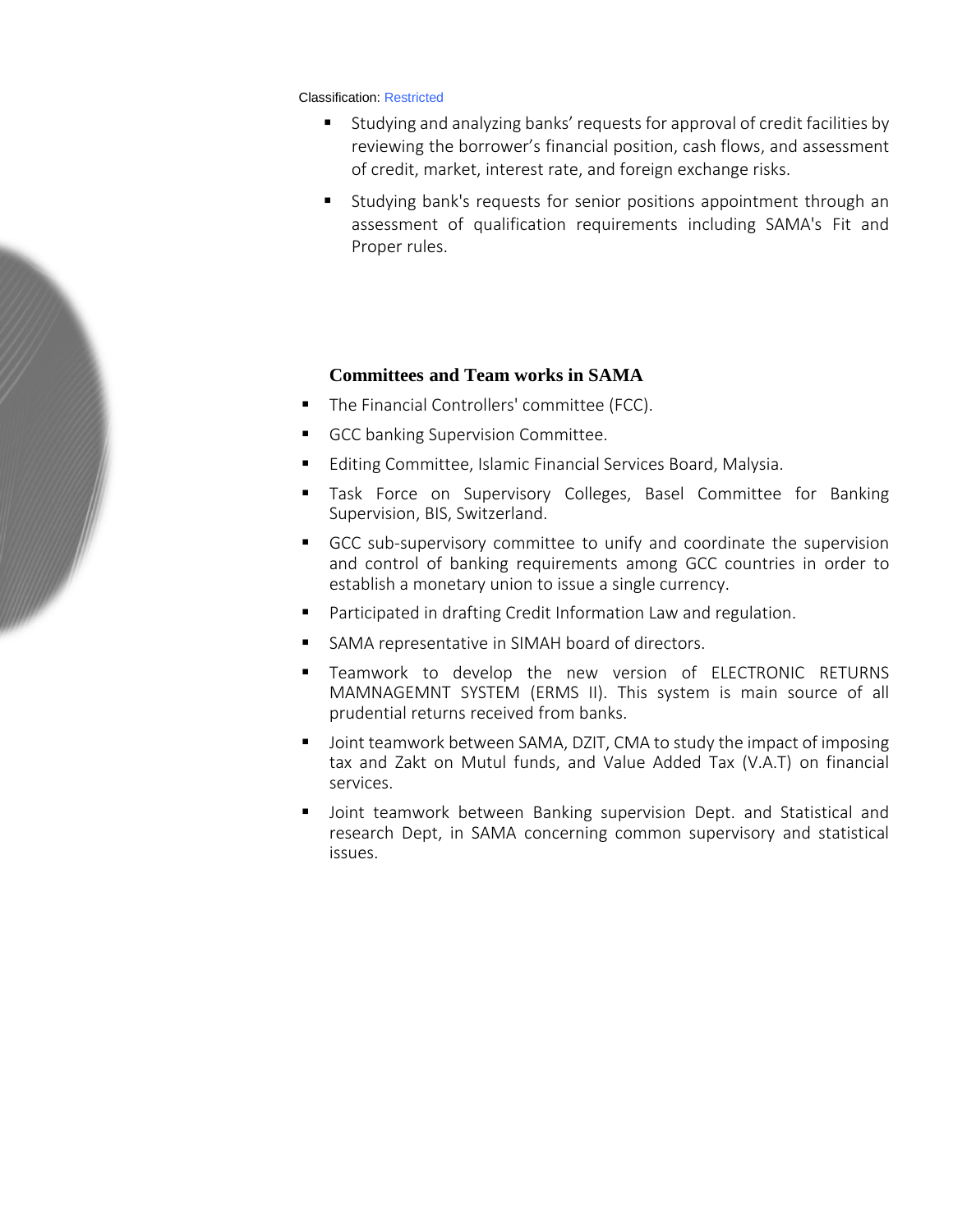Classification: Restricted

- Studying and analyzing banks' requests for approval of credit facilities by reviewing the borrower's financial position, cash flows, and assessment of credit, market, interest rate, and foreign exchange risks.
- Studying bank's requests for senior positions appointment through an assessment of qualification requirements including SAMA's Fit and Proper rules.

### Committees and Team works in SAMA

- The Financial Controllers' committee (FCC).
- GCC banking Supervision Committee.
- Editing Committee, Islamic Financial Services Board, Malysia.
- Task Force on Supervisory Colleges, Basel Committee for Banking Supervision, BIS, Switzerland.
- GCC sub-supervisory committee to unify and coordinate the supervision and control of banking requirements among GCC countries in order to establish a monetary union to issue a single currency.
- Participated in drafting Credit Information Law and regulation.
- SAMA representative in SIMAH board of directors.
- Teamwork to develop the new version of ELECTRONIC RETURNS MAMNAGEMNT SYSTEM (ERMS II). This system is main source of all prudential returns received from banks.
- Joint teamwork between SAMA, DZIT, CMA to study the impact of imposing tax and Zakt on Mutul funds, and Value Added Tax (V.A.T) on financial services.
- Joint teamwork between Banking supervision Dept. and Statistical and research Dept, in SAMA concerning common supervisory and statistical issues.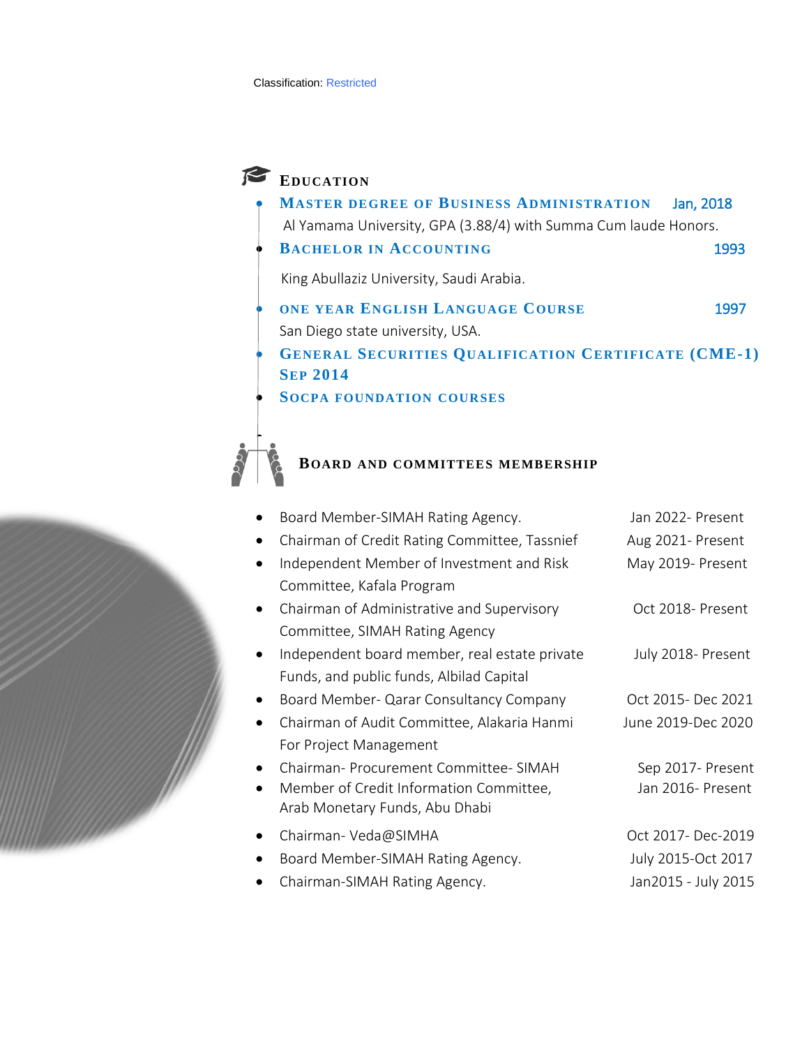Classification: Restricted

## Education

- **Master degree of Business Administration** Jan, 2018
  Al Yamama University, GPA (3.88/4) with Summa Cum laude Honors.
- **Bachelor in Accounting** 1993
  King Abullaziz University, Saudi Arabia.
- **One year English Language Course** 1997
  San Diego state university, USA.
- **General Securities Qualification Certificate (CME-1) Sep 2014**
- **SOCPA foundation courses**

## Board and committees membership

| Membership | Period |
|---|---|
| Board Member-SIMAH Rating Agency. | Jan 2022- Present |
| Chairman of Credit Rating Committee, Tassnief | Aug 2021- Present |
| Independent Member of Investment and Risk Committee, Kafala Program | May 2019- Present |
| Chairman of Administrative and Supervisory Committee, SIMAH Rating Agency | Oct 2018- Present |
| Independent board member, real estate private Funds, and public funds, Albilad Capital | July 2018- Present |
| Board Member- Qarar Consultancy Company | Oct 2015- Dec 2021 |
| Chairman of Audit Committee, Alakaria Hanmi For Project Management | June 2019-Dec 2020 |
| Chairman- Procurement Committee- SIMAH | Sep 2017- Present |
| Member of Credit Information Committee, Arab Monetary Funds, Abu Dhabi | Jan 2016- Present |
| Chairman- Veda@SIMHA | Oct 2017- Dec-2019 |
| Board Member-SIMAH Rating Agency. | July 2015-Oct 2017 |
| Chairman-SIMAH Rating Agency. | Jan2015 - July 2015 |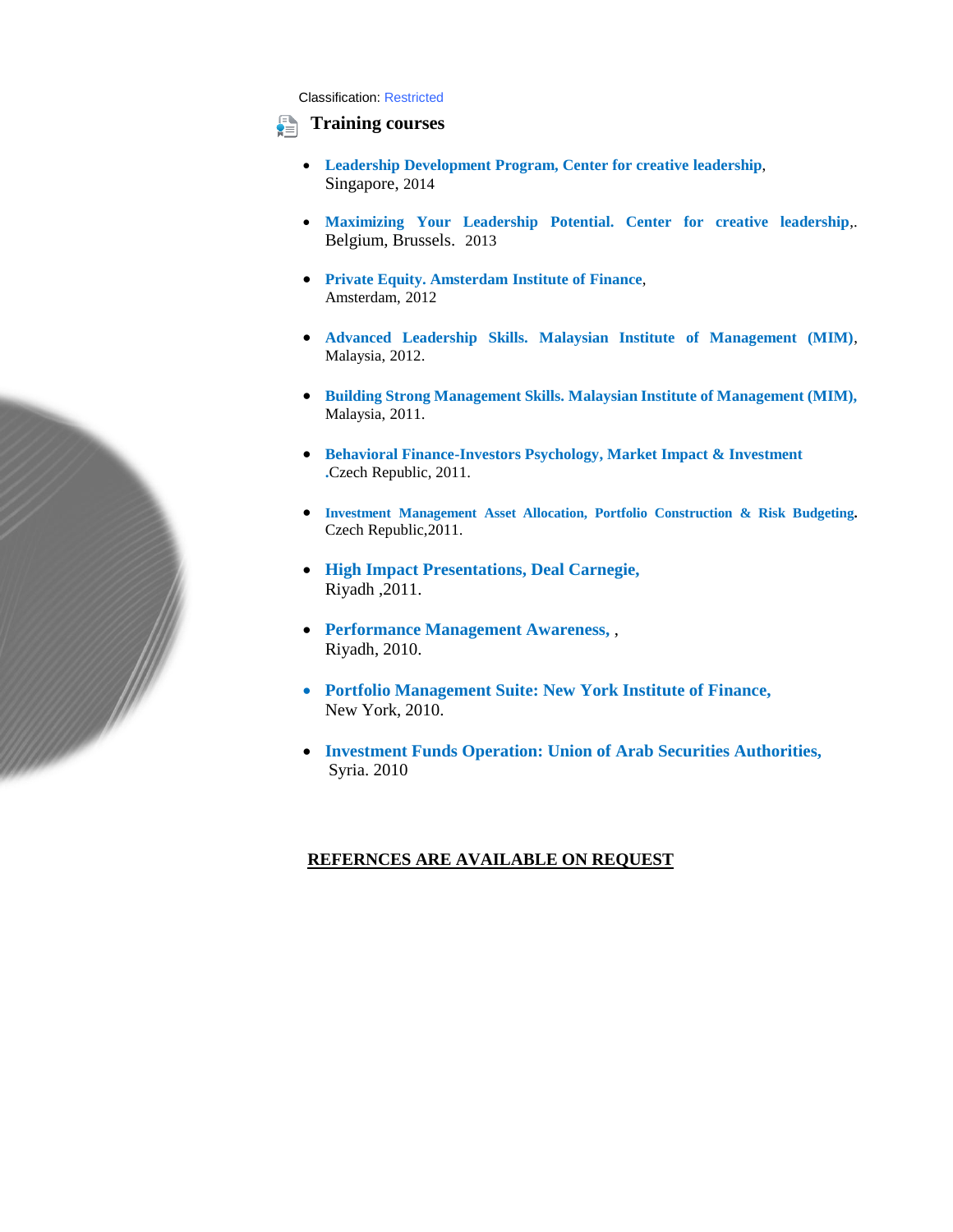Classification: Restricted

## Training courses

- **Leadership Development Program, Center for creative leadership**, Singapore, 2014
- **Maximizing Your Leadership Potential. Center for creative leadership**,. Belgium, Brussels. 2013
- **Private Equity. Amsterdam Institute of Finance**, Amsterdam, 2012
- **Advanced Leadership Skills. Malaysian Institute of Management (MIM)**, Malaysia, 2012.
- **Building Strong Management Skills. Malaysian Institute of Management (MIM),** Malaysia, 2011.
- **Behavioral Finance-Investors Psychology, Market Impact & Investment** .Czech Republic, 2011.
- **Investment Management Asset Allocation, Portfolio Construction & Risk Budgeting**. Czech Republic,2011.
- **High Impact Presentations, Deal Carnegie,** Riyadh ,2011.
- **Performance Management Awareness,** , Riyadh, 2010.
- **Portfolio Management Suite: New York Institute of Finance,** New York, 2010.
- **Investment Funds Operation: Union of Arab Securities Authorities,** Syria. 2010

**REFERNCES ARE AVAILABLE ON REQUEST**